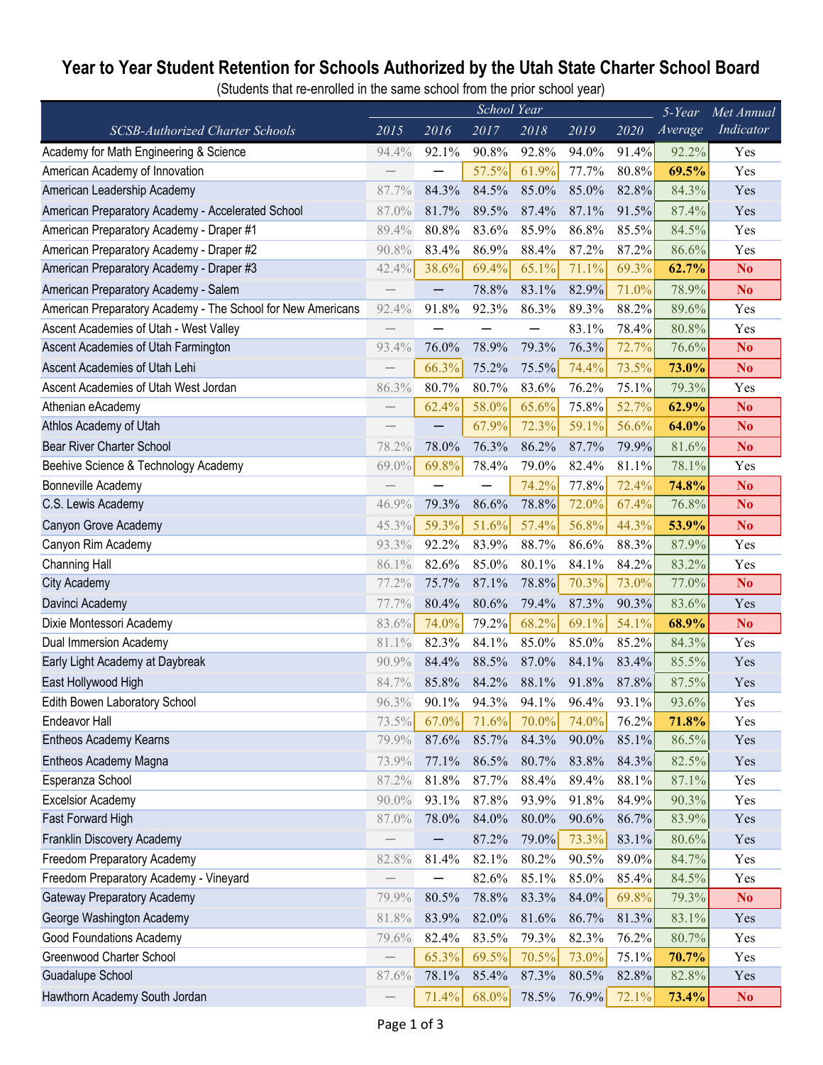# Year to Year Student Retention for Schools Authorized by the Utah State Charter School Board

(Students that re-enrolled in the same school from the prior school year)

| SCSB-Authorized Charter Schools | School Year 2015 | 2016 | 2017 | 2018 | 2019 | 2020 | 5-Year Average | Met Annual Indicator |
|---|---|---|---|---|---|---|---|---|
| Academy for Math Engineering & Science | 94.4% | 92.1% | 90.8% | 92.8% | 94.0% | 91.4% | 92.2% | Yes |
| American Academy of Innovation | — | — | 57.5% | 61.9% | 77.7% | 80.8% | **69.5%** | Yes |
| American Leadership Academy | 87.7% | 84.3% | 84.5% | 85.0% | 85.0% | 82.8% | 84.3% | Yes |
| American Preparatory Academy - Accelerated School | 87.0% | 81.7% | 89.5% | 87.4% | 87.1% | 91.5% | 87.4% | Yes |
| American Preparatory Academy - Draper #1 | 89.4% | 80.8% | 83.6% | 85.9% | 86.8% | 85.5% | 84.5% | Yes |
| American Preparatory Academy - Draper #2 | 90.8% | 83.4% | 86.9% | 88.4% | 87.2% | 87.2% | 86.6% | Yes |
| American Preparatory Academy - Draper #3 | 42.4% | 38.6% | 69.4% | 65.1% | 71.1% | 69.3% | **62.7%** | **No** |
| American Preparatory Academy - Salem | — | — | 78.8% | 83.1% | 82.9% | 71.0% | 78.9% | **No** |
| American Preparatory Academy - The School for New Americans | 92.4% | 91.8% | 92.3% | 86.3% | 89.3% | 88.2% | 89.6% | Yes |
| Ascent Academies of Utah - West Valley | — | — | — | — | 83.1% | 78.4% | 80.8% | Yes |
| Ascent Academies of Utah Farmington | 93.4% | 76.0% | 78.9% | 79.3% | 76.3% | 72.7% | 76.6% | **No** |
| Ascent Academies of Utah Lehi | — | 66.3% | 75.2% | 75.5% | 74.4% | 73.5% | **73.0%** | **No** |
| Ascent Academies of Utah West Jordan | 86.3% | 80.7% | 80.7% | 83.6% | 76.2% | 75.1% | 79.3% | Yes |
| Athenian eAcademy | — | 62.4% | 58.0% | 65.6% | 75.8% | 52.7% | **62.9%** | **No** |
| Athlos Academy of Utah | — | — | 67.9% | 72.3% | 59.1% | 56.6% | **64.0%** | **No** |
| Bear River Charter School | 78.2% | 78.0% | 76.3% | 86.2% | 87.7% | 79.9% | 81.6% | **No** |
| Beehive Science & Technology Academy | 69.0% | 69.8% | 78.4% | 79.0% | 82.4% | 81.1% | 78.1% | Yes |
| Bonneville Academy | — | — | — | 74.2% | 77.8% | 72.4% | **74.8%** | **No** |
| C.S. Lewis Academy | 46.9% | 79.3% | 86.6% | 78.8% | 72.0% | 67.4% | 76.8% | **No** |
| Canyon Grove Academy | 45.3% | 59.3% | 51.6% | 57.4% | 56.8% | 44.3% | **53.9%** | **No** |
| Canyon Rim Academy | 93.3% | 92.2% | 83.9% | 88.7% | 86.6% | 88.3% | 87.9% | Yes |
| Channing Hall | 86.1% | 82.6% | 85.0% | 80.1% | 84.1% | 84.2% | 83.2% | Yes |
| City Academy | 77.2% | 75.7% | 87.1% | 78.8% | 70.3% | 73.0% | 77.0% | **No** |
| Davinci Academy | 77.7% | 80.4% | 80.6% | 79.4% | 87.3% | 90.3% | 83.6% | Yes |
| Dixie Montessori Academy | 83.6% | 74.0% | 79.2% | 68.2% | 69.1% | 54.1% | **68.9%** | **No** |
| Dual Immersion Academy | 81.1% | 82.3% | 84.1% | 85.0% | 85.0% | 85.2% | 84.3% | Yes |
| Early Light Academy at Daybreak | 90.9% | 84.4% | 88.5% | 87.0% | 84.1% | 83.4% | 85.5% | Yes |
| East Hollywood High | 84.7% | 85.8% | 84.2% | 88.1% | 91.8% | 87.8% | 87.5% | Yes |
| Edith Bowen Laboratory School | 96.3% | 90.1% | 94.3% | 94.1% | 96.4% | 93.1% | 93.6% | Yes |
| Endeavor Hall | 73.5% | 67.0% | 71.6% | 70.0% | 74.0% | 76.2% | **71.8%** | Yes |
| Entheos Academy Kearns | 79.9% | 87.6% | 85.7% | 84.3% | 90.0% | 85.1% | 86.5% | Yes |
| Entheos Academy Magna | 73.9% | 77.1% | 86.5% | 80.7% | 83.8% | 84.3% | 82.5% | Yes |
| Esperanza School | 87.2% | 81.8% | 87.7% | 88.4% | 89.4% | 88.1% | 87.1% | Yes |
| Excelsior Academy | 90.0% | 93.1% | 87.8% | 93.9% | 91.8% | 84.9% | 90.3% | Yes |
| Fast Forward High | 87.0% | 78.0% | 84.0% | 80.0% | 90.6% | 86.7% | 83.9% | Yes |
| Franklin Discovery Academy | — | — | 87.2% | 79.0% | 73.3% | 83.1% | 80.6% | Yes |
| Freedom Preparatory Academy | 82.8% | 81.4% | 82.1% | 80.2% | 90.5% | 89.0% | 84.7% | Yes |
| Freedom Preparatory Academy - Vineyard | — | — | 82.6% | 85.1% | 85.0% | 85.4% | 84.5% | Yes |
| Gateway Preparatory Academy | 79.9% | 80.5% | 78.8% | 83.3% | 84.0% | 69.8% | 79.3% | **No** |
| George Washington Academy | 81.8% | 83.9% | 82.0% | 81.6% | 86.7% | 81.3% | 83.1% | Yes |
| Good Foundations Academy | 79.6% | 82.4% | 83.5% | 79.3% | 82.3% | 76.2% | 80.7% | Yes |
| Greenwood Charter School | — | 65.3% | 69.5% | 70.5% | 73.0% | 75.1% | **70.7%** | Yes |
| Guadalupe School | 87.6% | 78.1% | 85.4% | 87.3% | 80.5% | 82.8% | 82.8% | Yes |
| Hawthorn Academy South Jordan | — | 71.4% | 68.0% | 78.5% | 76.9% | 72.1% | **73.4%** | **No** |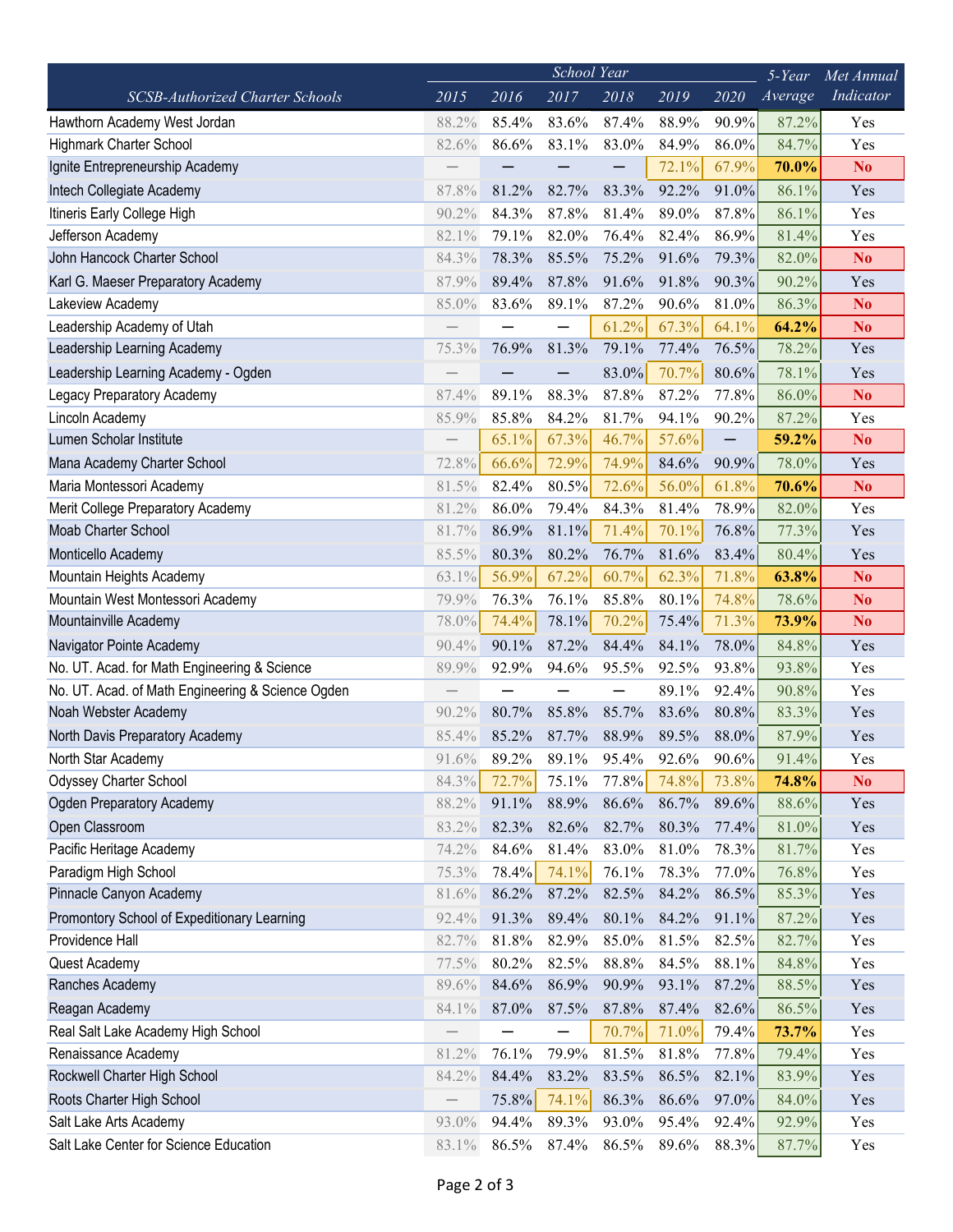| *SCSB-Authorized Charter Schools* | *School Year* | | | | | | *5-Year Average* | *Met Annual Indicator* |
|---|---|---|---|---|---|---|---|---|
| | *2015* | *2016* | *2017* | *2018* | *2019* | *2020* | | |
| Hawthorn Academy West Jordan | 88.2% | 85.4% | 83.6% | 87.4% | 88.9% | 90.9% | 87.2% | Yes |
| Highmark Charter School | 82.6% | 86.6% | 83.1% | 83.0% | 84.9% | 86.0% | 84.7% | Yes |
| Ignite Entrepreneurship Academy | — | — | — | — | 72.1% | 67.9% | **70.0%** | **No** |
| Intech Collegiate Academy | 87.8% | 81.2% | 82.7% | 83.3% | 92.2% | 91.0% | 86.1% | Yes |
| Itineris Early College High | 90.2% | 84.3% | 87.8% | 81.4% | 89.0% | 87.8% | 86.1% | Yes |
| Jefferson Academy | 82.1% | 79.1% | 82.0% | 76.4% | 82.4% | 86.9% | 81.4% | Yes |
| John Hancock Charter School | 84.3% | 78.3% | 85.5% | 75.2% | 91.6% | 79.3% | 82.0% | **No** |
| Karl G. Maeser Preparatory Academy | 87.9% | 89.4% | 87.8% | 91.6% | 91.8% | 90.3% | 90.2% | Yes |
| Lakeview Academy | 85.0% | 83.6% | 89.1% | 87.2% | 90.6% | 81.0% | 86.3% | **No** |
| Leadership Academy of Utah | — | — | — | 61.2% | 67.3% | 64.1% | **64.2%** | **No** |
| Leadership Learning Academy | 75.3% | 76.9% | 81.3% | 79.1% | 77.4% | 76.5% | 78.2% | Yes |
| Leadership Learning Academy - Ogden | — | — | — | 83.0% | 70.7% | 80.6% | 78.1% | Yes |
| Legacy Preparatory Academy | 87.4% | 89.1% | 88.3% | 87.8% | 87.2% | 77.8% | 86.0% | **No** |
| Lincoln Academy | 85.9% | 85.8% | 84.2% | 81.7% | 94.1% | 90.2% | 87.2% | Yes |
| Lumen Scholar Institute | — | 65.1% | 67.3% | 46.7% | 57.6% | — | **59.2%** | **No** |
| Mana Academy Charter School | 72.8% | 66.6% | 72.9% | 74.9% | 84.6% | 90.9% | 78.0% | Yes |
| Maria Montessori Academy | 81.5% | 82.4% | 80.5% | 72.6% | 56.0% | 61.8% | **70.6%** | **No** |
| Merit College Preparatory Academy | 81.2% | 86.0% | 79.4% | 84.3% | 81.4% | 78.9% | 82.0% | Yes |
| Moab Charter School | 81.7% | 86.9% | 81.1% | 71.4% | 70.1% | 76.8% | 77.3% | Yes |
| Monticello Academy | 85.5% | 80.3% | 80.2% | 76.7% | 81.6% | 83.4% | 80.4% | Yes |
| Mountain Heights Academy | 63.1% | 56.9% | 67.2% | 60.7% | 62.3% | 71.8% | **63.8%** | **No** |
| Mountain West Montessori Academy | 79.9% | 76.3% | 76.1% | 85.8% | 80.1% | 74.8% | 78.6% | **No** |
| Mountainville Academy | 78.0% | 74.4% | 78.1% | 70.2% | 75.4% | 71.3% | **73.9%** | **No** |
| Navigator Pointe Academy | 90.4% | 90.1% | 87.2% | 84.4% | 84.1% | 78.0% | 84.8% | Yes |
| No. UT. Acad. for Math Engineering & Science | 89.9% | 92.9% | 94.6% | 95.5% | 92.5% | 93.8% | 93.8% | Yes |
| No. UT. Acad. of Math Engineering & Science Ogden | — | — | — | — | 89.1% | 92.4% | 90.8% | Yes |
| Noah Webster Academy | 90.2% | 80.7% | 85.8% | 85.7% | 83.6% | 80.8% | 83.3% | Yes |
| North Davis Preparatory Academy | 85.4% | 85.2% | 87.7% | 88.9% | 89.5% | 88.0% | 87.9% | Yes |
| North Star Academy | 91.6% | 89.2% | 89.1% | 95.4% | 92.6% | 90.6% | 91.4% | Yes |
| Odyssey Charter School | 84.3% | 72.7% | 75.1% | 77.8% | 74.8% | 73.8% | **74.8%** | **No** |
| Ogden Preparatory Academy | 88.2% | 91.1% | 88.9% | 86.6% | 86.7% | 89.6% | 88.6% | Yes |
| Open Classroom | 83.2% | 82.3% | 82.6% | 82.7% | 80.3% | 77.4% | 81.0% | Yes |
| Pacific Heritage Academy | 74.2% | 84.6% | 81.4% | 83.0% | 81.0% | 78.3% | 81.7% | Yes |
| Paradigm High School | 75.3% | 78.4% | 74.1% | 76.1% | 78.3% | 77.0% | 76.8% | Yes |
| Pinnacle Canyon Academy | 81.6% | 86.2% | 87.2% | 82.5% | 84.2% | 86.5% | 85.3% | Yes |
| Promontory School of Expeditionary Learning | 92.4% | 91.3% | 89.4% | 80.1% | 84.2% | 91.1% | 87.2% | Yes |
| Providence Hall | 82.7% | 81.8% | 82.9% | 85.0% | 81.5% | 82.5% | 82.7% | Yes |
| Quest Academy | 77.5% | 80.2% | 82.5% | 88.8% | 84.5% | 88.1% | 84.8% | Yes |
| Ranches Academy | 89.6% | 84.6% | 86.9% | 90.9% | 93.1% | 87.2% | 88.5% | Yes |
| Reagan Academy | 84.1% | 87.0% | 87.5% | 87.8% | 87.4% | 82.6% | 86.5% | Yes |
| Real Salt Lake Academy High School | — | — | — | 70.7% | 71.0% | 79.4% | **73.7%** | Yes |
| Renaissance Academy | 81.2% | 76.1% | 79.9% | 81.5% | 81.8% | 77.8% | 79.4% | Yes |
| Rockwell Charter High School | 84.2% | 84.4% | 83.2% | 83.5% | 86.5% | 82.1% | 83.9% | Yes |
| Roots Charter High School | — | 75.8% | 74.1% | 86.3% | 86.6% | 97.0% | 84.0% | Yes |
| Salt Lake Arts Academy | 93.0% | 94.4% | 89.3% | 93.0% | 95.4% | 92.4% | 92.9% | Yes |
| Salt Lake Center for Science Education | 83.1% | 86.5% | 87.4% | 86.5% | 89.6% | 88.3% | 87.7% | Yes |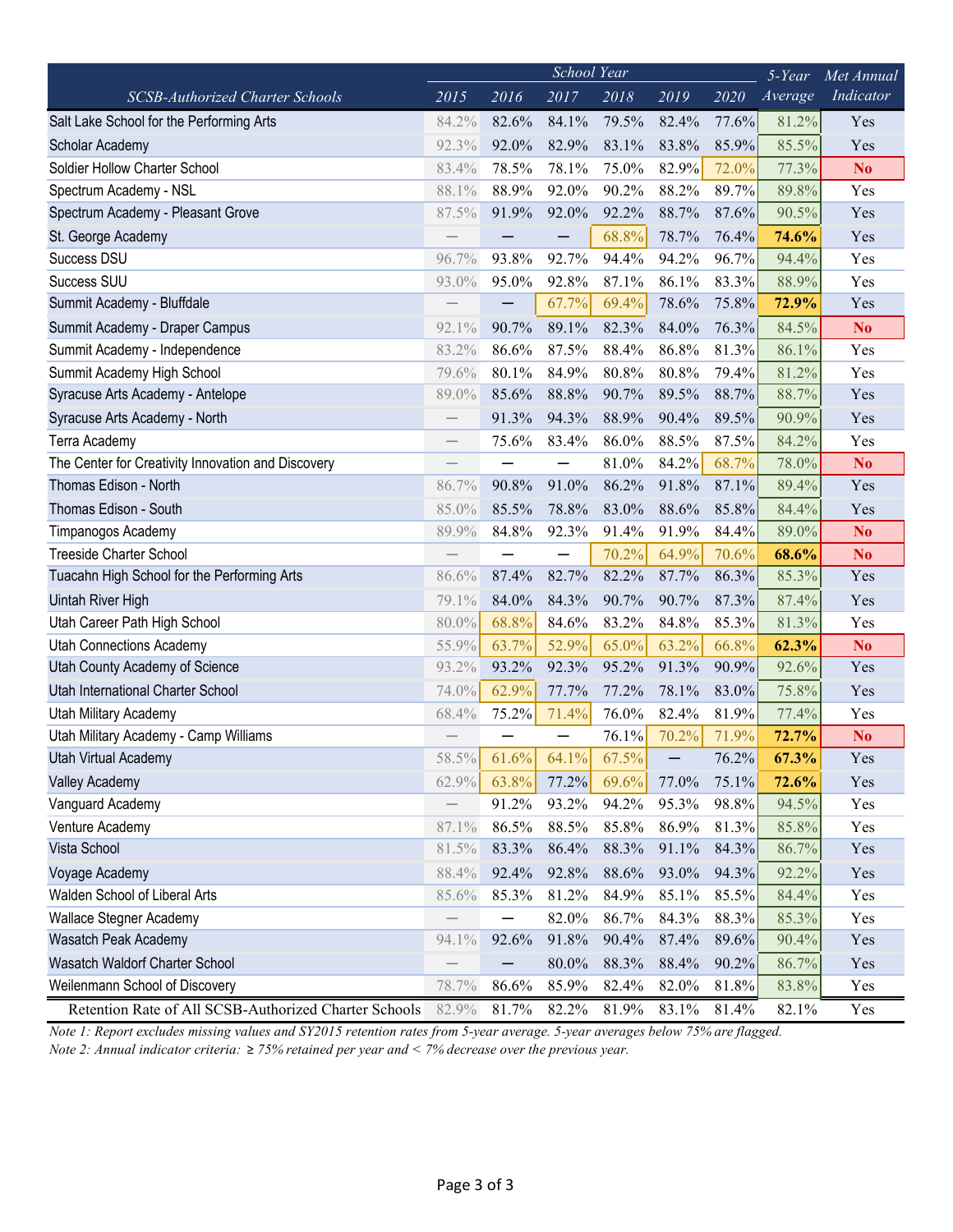| SCSB-Authorized Charter Schools | School Year | | | | | | 5-Year Average | Met Annual Indicator |
|---|---|---|---|---|---|---|---|---|
| | 2015 | 2016 | 2017 | 2018 | 2019 | 2020 | | |
| Salt Lake School for the Performing Arts | 84.2% | 82.6% | 84.1% | 79.5% | 82.4% | 77.6% | 81.2% | Yes |
| Scholar Academy | 92.3% | 92.0% | 82.9% | 83.1% | 83.8% | 85.9% | 85.5% | Yes |
| Soldier Hollow Charter School | 83.4% | 78.5% | 78.1% | 75.0% | 82.9% | 72.0% | 77.3% | **No** |
| Spectrum Academy - NSL | 88.1% | 88.9% | 92.0% | 90.2% | 88.2% | 89.7% | 89.8% | Yes |
| Spectrum Academy - Pleasant Grove | 87.5% | 91.9% | 92.0% | 92.2% | 88.7% | 87.6% | 90.5% | Yes |
| St. George Academy | — | — | — | 68.8% | 78.7% | 76.4% | **74.6%** | Yes |
| Success DSU | 96.7% | 93.8% | 92.7% | 94.4% | 94.2% | 96.7% | 94.4% | Yes |
| Success SUU | 93.0% | 95.0% | 92.8% | 87.1% | 86.1% | 83.3% | 88.9% | Yes |
| Summit Academy - Bluffdale | — | — | 67.7% | 69.4% | 78.6% | 75.8% | **72.9%** | Yes |
| Summit Academy - Draper Campus | 92.1% | 90.7% | 89.1% | 82.3% | 84.0% | 76.3% | 84.5% | **No** |
| Summit Academy - Independence | 83.2% | 86.6% | 87.5% | 88.4% | 86.8% | 81.3% | 86.1% | Yes |
| Summit Academy High School | 79.6% | 80.1% | 84.9% | 80.8% | 80.8% | 79.4% | 81.2% | Yes |
| Syracuse Arts Academy - Antelope | 89.0% | 85.6% | 88.8% | 90.7% | 89.5% | 88.7% | 88.7% | Yes |
| Syracuse Arts Academy - North | — | 91.3% | 94.3% | 88.9% | 90.4% | 89.5% | 90.9% | Yes |
| Terra Academy | — | 75.6% | 83.4% | 86.0% | 88.5% | 87.5% | 84.2% | Yes |
| The Center for Creativity Innovation and Discovery | — | — | — | 81.0% | 84.2% | 68.7% | 78.0% | **No** |
| Thomas Edison - North | 86.7% | 90.8% | 91.0% | 86.2% | 91.8% | 87.1% | 89.4% | Yes |
| Thomas Edison - South | 85.0% | 85.5% | 78.8% | 83.0% | 88.6% | 85.8% | 84.4% | Yes |
| Timpanogos Academy | 89.9% | 84.8% | 92.3% | 91.4% | 91.9% | 84.4% | 89.0% | **No** |
| Treeside Charter School | — | — | — | 70.2% | 64.9% | 70.6% | **68.6%** | **No** |
| Tuacahn High School for the Performing Arts | 86.6% | 87.4% | 82.7% | 82.2% | 87.7% | 86.3% | 85.3% | Yes |
| Uintah River High | 79.1% | 84.0% | 84.3% | 90.7% | 90.7% | 87.3% | 87.4% | Yes |
| Utah Career Path High School | 80.0% | 68.8% | 84.6% | 83.2% | 84.8% | 85.3% | 81.3% | Yes |
| Utah Connections Academy | 55.9% | 63.7% | 52.9% | 65.0% | 63.2% | 66.8% | **62.3%** | **No** |
| Utah County Academy of Science | 93.2% | 93.2% | 92.3% | 95.2% | 91.3% | 90.9% | 92.6% | Yes |
| Utah International Charter School | 74.0% | 62.9% | 77.7% | 77.2% | 78.1% | 83.0% | 75.8% | Yes |
| Utah Military Academy | 68.4% | 75.2% | 71.4% | 76.0% | 82.4% | 81.9% | 77.4% | Yes |
| Utah Military Academy - Camp Williams | — | — | — | 76.1% | 70.2% | 71.9% | **72.7%** | **No** |
| Utah Virtual Academy | 58.5% | 61.6% | 64.1% | 67.5% | — | 76.2% | **67.3%** | Yes |
| Valley Academy | 62.9% | 63.8% | 77.2% | 69.6% | 77.0% | 75.1% | **72.6%** | Yes |
| Vanguard Academy | — | 91.2% | 93.2% | 94.2% | 95.3% | 98.8% | 94.5% | Yes |
| Venture Academy | 87.1% | 86.5% | 88.5% | 85.8% | 86.9% | 81.3% | 85.8% | Yes |
| Vista School | 81.5% | 83.3% | 86.4% | 88.3% | 91.1% | 84.3% | 86.7% | Yes |
| Voyage Academy | 88.4% | 92.4% | 92.8% | 88.6% | 93.0% | 94.3% | 92.2% | Yes |
| Walden School of Liberal Arts | 85.6% | 85.3% | 81.2% | 84.9% | 85.1% | 85.5% | 84.4% | Yes |
| Wallace Stegner Academy | — | — | 82.0% | 86.7% | 84.3% | 88.3% | 85.3% | Yes |
| Wasatch Peak Academy | 94.1% | 92.6% | 91.8% | 90.4% | 87.4% | 89.6% | 90.4% | Yes |
| Wasatch Waldorf Charter School | — | — | 80.0% | 88.3% | 88.4% | 90.2% | 86.7% | Yes |
| Weilenmann School of Discovery | 78.7% | 86.6% | 85.9% | 82.4% | 82.0% | 81.8% | 83.8% | Yes |
| Retention Rate of All SCSB-Authorized Charter Schools | 82.9% | 81.7% | 82.2% | 81.9% | 83.1% | 81.4% | 82.1% | Yes |

*Note 1: Report excludes missing values and SY2015 retention rates from 5-year average. 5-year averages below 75% are flagged.*
*Note 2: Annual indicator criteria: ≥ 75% retained per year and < 7% decrease over the previous year.*